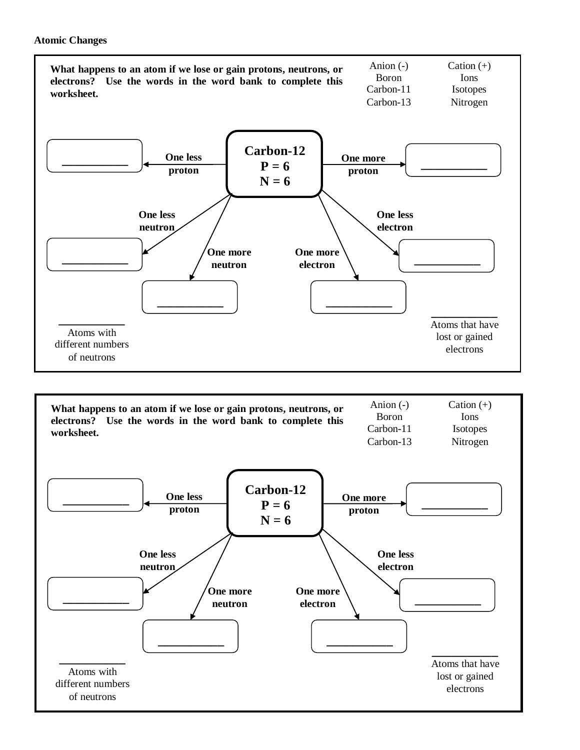**Atomic Changes**

**What happens to an atom if we lose or gain protons, neutrons, or electrons? Use the words in the word bank to complete this worksheet.**

| | |
|---|---|
| Anion (-) | Cation (+) |
| Boron | Ions |
| Carbon-11 | Isotopes |
| Carbon-13 | Nitrogen |

**Carbon-12**
**P = 6**
**N = 6**

- **One less proton** → __________
- **One more proton** → __________
- **One less neutron** → __________
- **One more neutron** → __________
- **One more electron** → __________
- **One less electron** → __________

__________
Atoms with different numbers of neutrons

__________
Atoms that have lost or gained electrons

---

**What happens to an atom if we lose or gain protons, neutrons, or electrons? Use the words in the word bank to complete this worksheet.**

| | |
|---|---|
| Anion (-) | Cation (+) |
| Boron | Ions |
| Carbon-11 | Isotopes |
| Carbon-13 | Nitrogen |

**Carbon-12**
**P = 6**
**N = 6**

- **One less proton** → __________
- **One more proton** → __________
- **One less neutron** → __________
- **One more neutron** → __________
- **One more electron** → __________
- **One less electron** → __________

__________
Atoms with different numbers of neutrons

__________
Atoms that have lost or gained electrons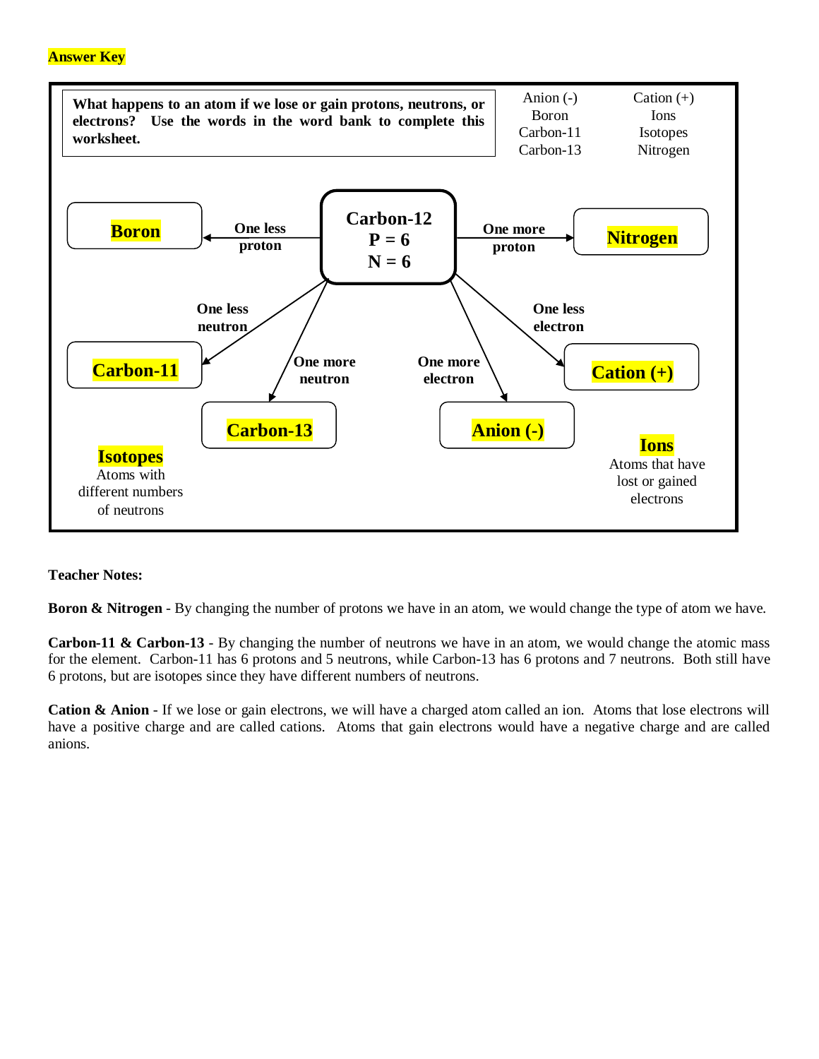**Answer Key**

**What happens to an atom if we lose or gain protons, neutrons, or electrons? Use the words in the word bank to complete this worksheet.**

Word bank:

Anion (-)
Boron
Carbon-11
Carbon-13
Cation (+)
Ions
Isotopes
Nitrogen

**Carbon-12**
**P = 6**
**N = 6**

**One less proton** → **Boron**

**One more proton** → **Nitrogen**

**One less neutron** → **Carbon-11**

**One more neutron** → **Carbon-13**

**One more electron** → **Anion (-)**

**One less electron** → **Cation (+)**

**Isotopes**
Atoms with different numbers of neutrons

**Ions**
Atoms that have lost or gained electrons

**Teacher Notes:**

**Boron & Nitrogen** - By changing the number of protons we have in an atom, we would change the type of atom we have.

**Carbon-11 & Carbon-13** - By changing the number of neutrons we have in an atom, we would change the atomic mass for the element. Carbon-11 has 6 protons and 5 neutrons, while Carbon-13 has 6 protons and 7 neutrons. Both still have 6 protons, but are isotopes since they have different numbers of neutrons.

**Cation & Anion** - If we lose or gain electrons, we will have a charged atom called an ion. Atoms that lose electrons will have a positive charge and are called cations. Atoms that gain electrons would have a negative charge and are called anions.